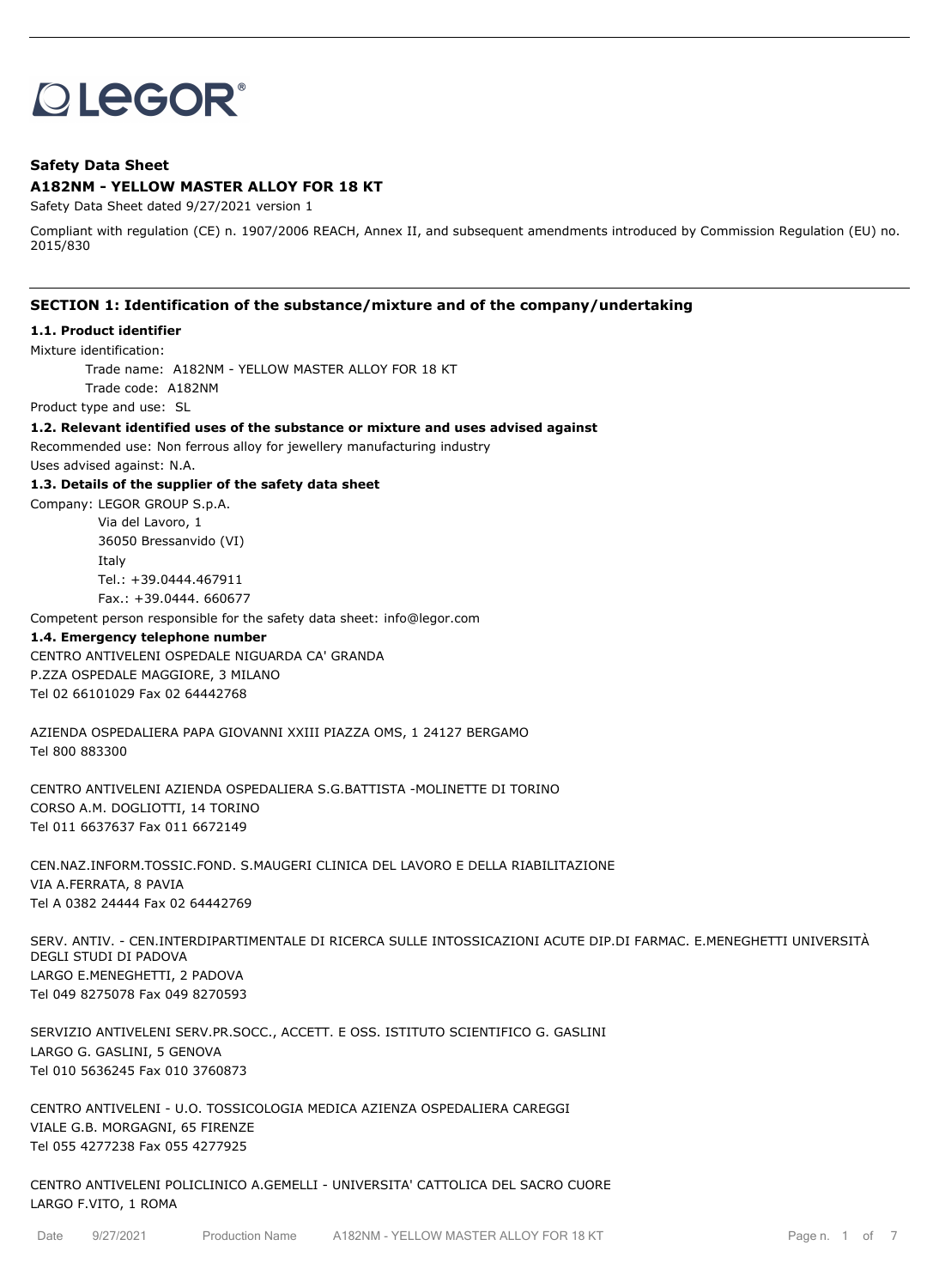LEGOR®

**Safety Data Sheet**

**A182NM - YELLOW MASTER ALLOY FOR 18 KT**

Safety Data Sheet dated 9/27/2021 version 1

Compliant with regulation (CE) n. 1907/2006 REACH, Annex II, and subsequent amendments introduced by Commission Regulation (EU) no. 2015/830

## SECTION 1: Identification of the substance/mixture and of the company/undertaking

### 1.1. Product identifier

Mixture identification:

Trade name: A182NM - YELLOW MASTER ALLOY FOR 18 KT

Trade code: A182NM

Product type and use: SL

### 1.2. Relevant identified uses of the substance or mixture and uses advised against

Recommended use: Non ferrous alloy for jewellery manufacturing industry

Uses advised against: N.A.

### 1.3. Details of the supplier of the safety data sheet

Company: LEGOR GROUP S.p.A.

Via del Lavoro, 1

36050 Bressanvido (VI)

Italy

Tel.: +39.0444.467911

Fax.: +39.0444. 660677

Competent person responsible for the safety data sheet: info@legor.com

### 1.4. Emergency telephone number

CENTRO ANTIVELENI OSPEDALE NIGUARDA CA' GRANDA
P.ZZA OSPEDALE MAGGIORE, 3 MILANO
Tel 02 66101029 Fax 02 64442768

AZIENDA OSPEDALIERA PAPA GIOVANNI XXIII PIAZZA OMS, 1 24127 BERGAMO
Tel 800 883300

CENTRO ANTIVELENI AZIENDA OSPEDALIERA S.G.BATTISTA -MOLINETTE DI TORINO
CORSO A.M. DOGLIOTTI, 14 TORINO
Tel 011 6637637 Fax 011 6672149

CEN.NAZ.INFORM.TOSSIC.FOND. S.MAUGERI CLINICA DEL LAVORO E DELLA RIABILITAZIONE
VIA A.FERRATA, 8 PAVIA
Tel A 0382 24444 Fax 02 64442769

SERV. ANTIV. - CEN.INTERDIPARTIMENTALE DI RICERCA SULLE INTOSSICAZIONI ACUTE DIP.DI FARMAC. E.MENEGHETTI UNIVERSITÀ DEGLI STUDI DI PADOVA
LARGO E.MENEGHETTI, 2 PADOVA
Tel 049 8275078 Fax 049 8270593

SERVIZIO ANTIVELENI SERV.PR.SOCC., ACCETT. E OSS. ISTITUTO SCIENTIFICO G. GASLINI
LARGO G. GASLINI, 5 GENOVA
Tel 010 5636245 Fax 010 3760873

CENTRO ANTIVELENI - U.O. TOSSICOLOGIA MEDICA AZIENZA OSPEDALIERA CAREGGI
VIALE G.B. MORGAGNI, 65 FIRENZE
Tel 055 4277238 Fax 055 4277925

CENTRO ANTIVELENI POLICLINICO A.GEMELLI - UNIVERSITA' CATTOLICA DEL SACRO CUORE
LARGO F.VITO, 1 ROMA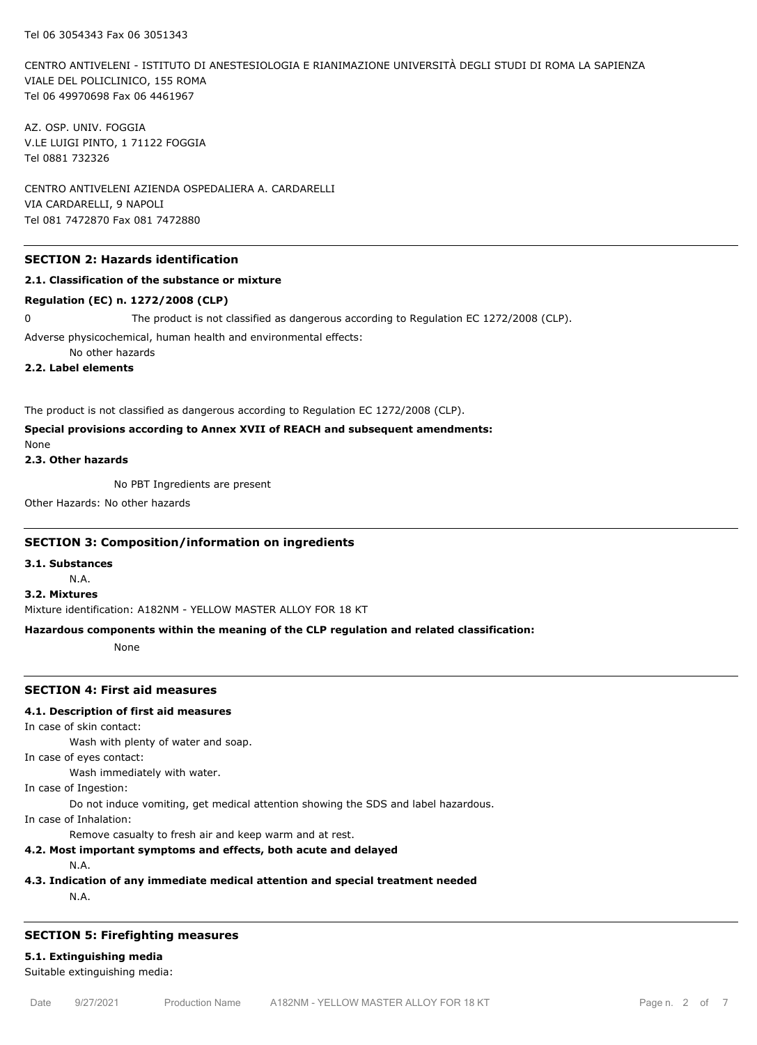Tel 06 3054343 Fax 06 3051343

CENTRO ANTIVELENI - ISTITUTO DI ANESTESIOLOGIA E RIANIMAZIONE UNIVERSITÀ DEGLI STUDI DI ROMA LA SAPIENZA
VIALE DEL POLICLINICO, 155 ROMA
Tel 06 49970698 Fax 06 4461967

AZ. OSP. UNIV. FOGGIA
V.LE LUIGI PINTO, 1 71122 FOGGIA
Tel 0881 732326

CENTRO ANTIVELENI AZIENDA OSPEDALIERA A. CARDARELLI
VIA CARDARELLI, 9 NAPOLI
Tel 081 7472870 Fax 081 7472880

## SECTION 2: Hazards identification

### 2.1. Classification of the substance or mixture

**Regulation (EC) n. 1272/2008 (CLP)**

0 The product is not classified as dangerous according to Regulation EC 1272/2008 (CLP).

Adverse physicochemical, human health and environmental effects:

No other hazards

### 2.2. Label elements

The product is not classified as dangerous according to Regulation EC 1272/2008 (CLP).

**Special provisions according to Annex XVII of REACH and subsequent amendments:**

None

### 2.3. Other hazards

No PBT Ingredients are present

Other Hazards: No other hazards

## SECTION 3: Composition/information on ingredients

### 3.1. Substances

N.A.

### 3.2. Mixtures

Mixture identification: A182NM - YELLOW MASTER ALLOY FOR 18 KT

**Hazardous components within the meaning of the CLP regulation and related classification:**

None

## SECTION 4: First aid measures

### 4.1. Description of first aid measures

In case of skin contact:

Wash with plenty of water and soap.

In case of eyes contact:

Wash immediately with water.

In case of Ingestion:

Do not induce vomiting, get medical attention showing the SDS and label hazardous.

In case of Inhalation:

Remove casualty to fresh air and keep warm and at rest.

### 4.2. Most important symptoms and effects, both acute and delayed

N.A.

### 4.3. Indication of any immediate medical attention and special treatment needed

N.A.

## SECTION 5: Firefighting measures

### 5.1. Extinguishing media

Suitable extinguishing media: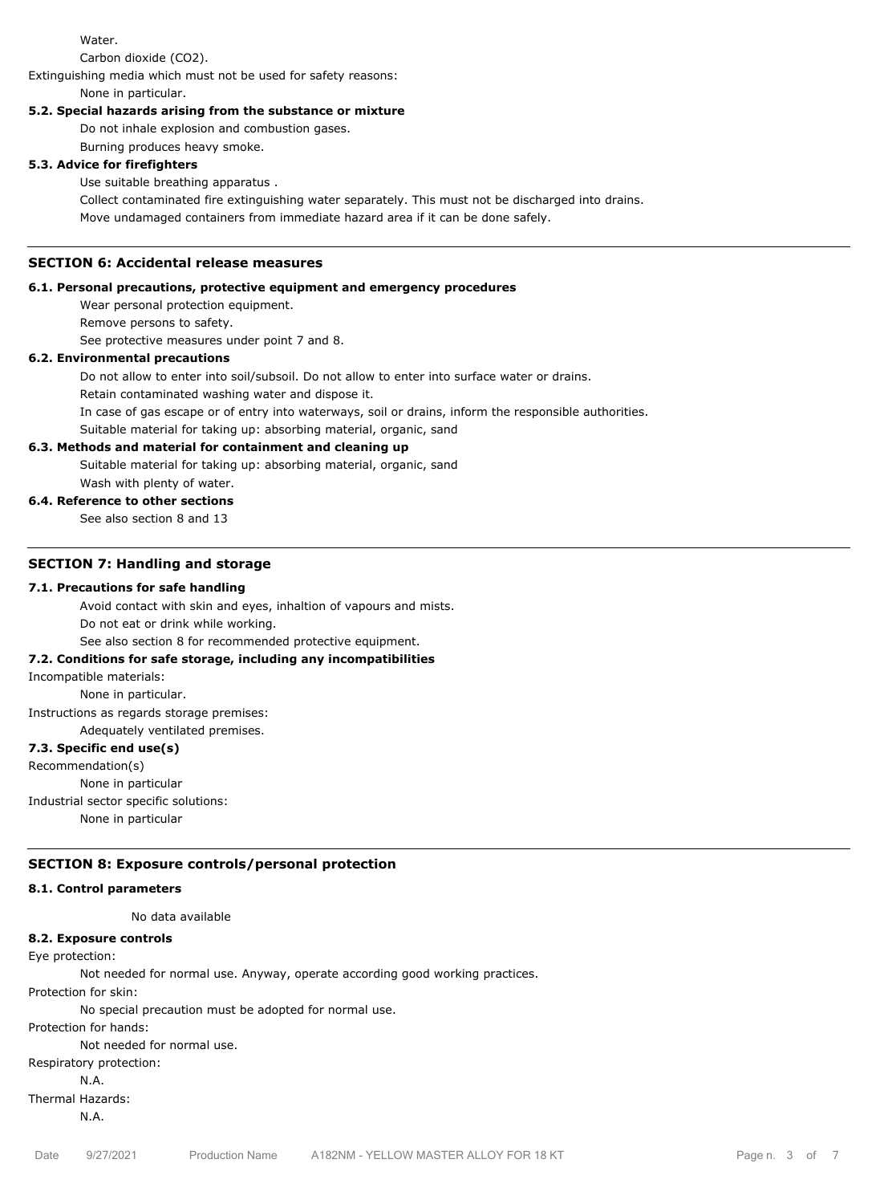Water.

Carbon dioxide ($CO_2$).

Extinguishing media which must not be used for safety reasons:

None in particular.

**5.2. Special hazards arising from the substance or mixture**

Do not inhale explosion and combustion gases.

Burning produces heavy smoke.

**5.3. Advice for firefighters**

Use suitable breathing apparatus .

Collect contaminated fire extinguishing water separately. This must not be discharged into drains.

Move undamaged containers from immediate hazard area if it can be done safely.

## SECTION 6: Accidental release measures

**6.1. Personal precautions, protective equipment and emergency procedures**

Wear personal protection equipment.

Remove persons to safety.

See protective measures under point 7 and 8.

**6.2. Environmental precautions**

Do not allow to enter into soil/subsoil. Do not allow to enter into surface water or drains.

Retain contaminated washing water and dispose it.

In case of gas escape or of entry into waterways, soil or drains, inform the responsible authorities.

Suitable material for taking up: absorbing material, organic, sand

**6.3. Methods and material for containment and cleaning up**

Suitable material for taking up: absorbing material, organic, sand

Wash with plenty of water.

**6.4. Reference to other sections**

See also section 8 and 13

## SECTION 7: Handling and storage

**7.1. Precautions for safe handling**

Avoid contact with skin and eyes, inhaltion of vapours and mists.

Do not eat or drink while working.

See also section 8 for recommended protective equipment.

**7.2. Conditions for safe storage, including any incompatibilities**

Incompatible materials:

None in particular.

Instructions as regards storage premises:

Adequately ventilated premises.

**7.3. Specific end use(s)**

Recommendation(s)

None in particular

Industrial sector specific solutions:

None in particular

## SECTION 8: Exposure controls/personal protection

**8.1. Control parameters**

No data available

**8.2. Exposure controls**

Eye protection:

Not needed for normal use. Anyway, operate according good working practices.

Protection for skin:

No special precaution must be adopted for normal use.

Protection for hands:

Not needed for normal use.

Respiratory protection:

N.A.

Thermal Hazards:

N.A.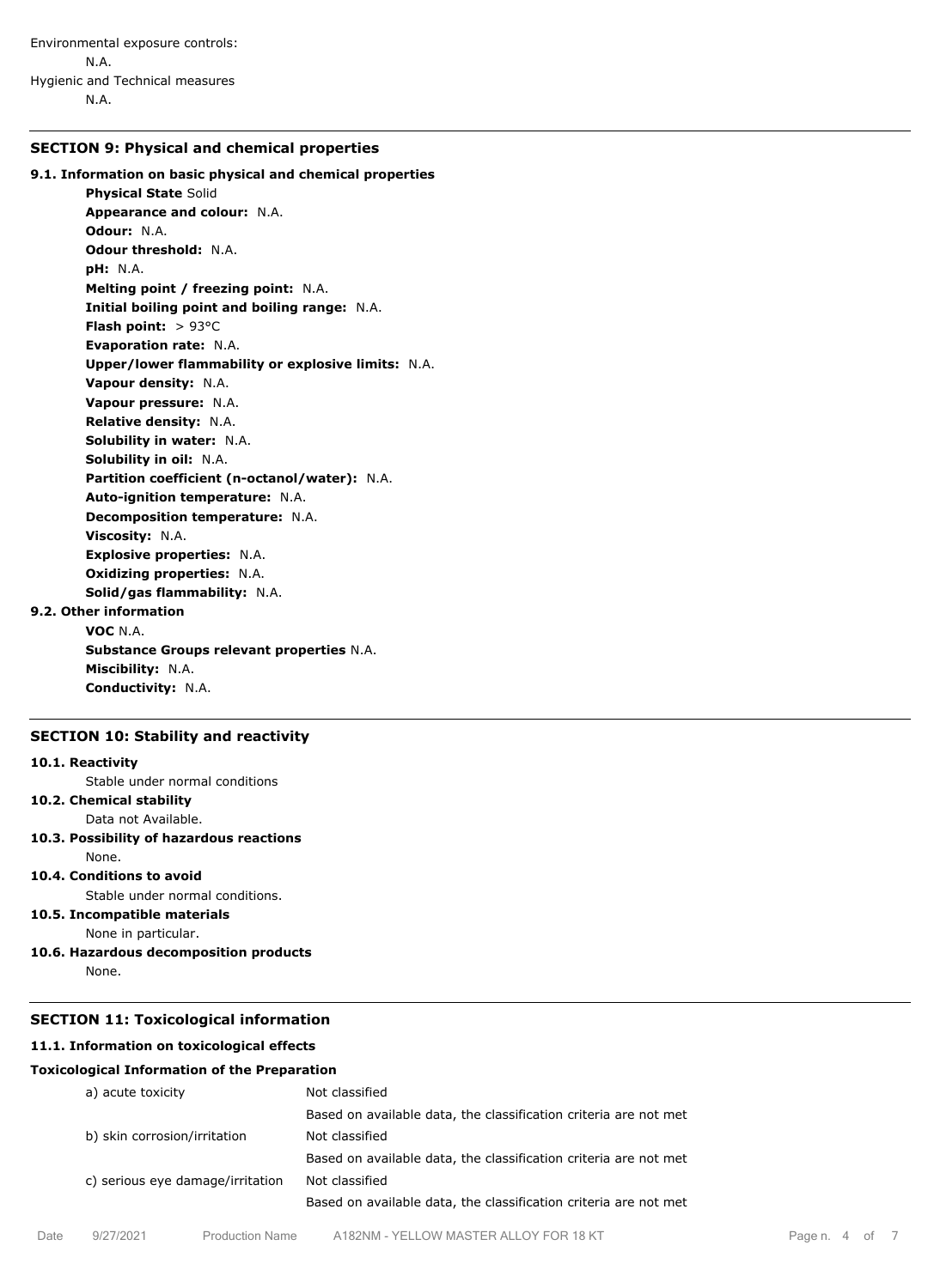Environmental exposure controls:

N.A.

Hygienic and Technical measures

N.A.

## SECTION 9: Physical and chemical properties

### 9.1. Information on basic physical and chemical properties

**Physical State** Solid
**Appearance and colour:** N.A.
**Odour:** N.A.
**Odour threshold:** N.A.
**pH:** N.A.
**Melting point / freezing point:** N.A.
**Initial boiling point and boiling range:** N.A.
**Flash point:** > 93°C
**Evaporation rate:** N.A.
**Upper/lower flammability or explosive limits:** N.A.
**Vapour density:** N.A.
**Vapour pressure:** N.A.
**Relative density:** N.A.
**Solubility in water:** N.A.
**Solubility in oil:** N.A.
**Partition coefficient (n-octanol/water):** N.A.
**Auto-ignition temperature:** N.A.
**Decomposition temperature:** N.A.
**Viscosity:** N.A.
**Explosive properties:** N.A.
**Oxidizing properties:** N.A.
**Solid/gas flammability:** N.A.

### 9.2. Other information

**VOC** N.A.
**Substance Groups relevant properties** N.A.
**Miscibility:** N.A.
**Conductivity:** N.A.

## SECTION 10: Stability and reactivity

### 10.1. Reactivity

Stable under normal conditions

### 10.2. Chemical stability

Data not Available.

### 10.3. Possibility of hazardous reactions

None.

### 10.4. Conditions to avoid

Stable under normal conditions.

### 10.5. Incompatible materials

None in particular.

### 10.6. Hazardous decomposition products

None.

## SECTION 11: Toxicological information

### 11.1. Information on toxicological effects

**Toxicological Information of the Preparation**

| | |
|---|---|
| a) acute toxicity | Not classified |
| | Based on available data, the classification criteria are not met |
| b) skin corrosion/irritation | Not classified |
| | Based on available data, the classification criteria are not met |
| c) serious eye damage/irritation | Not classified |
| | Based on available data, the classification criteria are not met |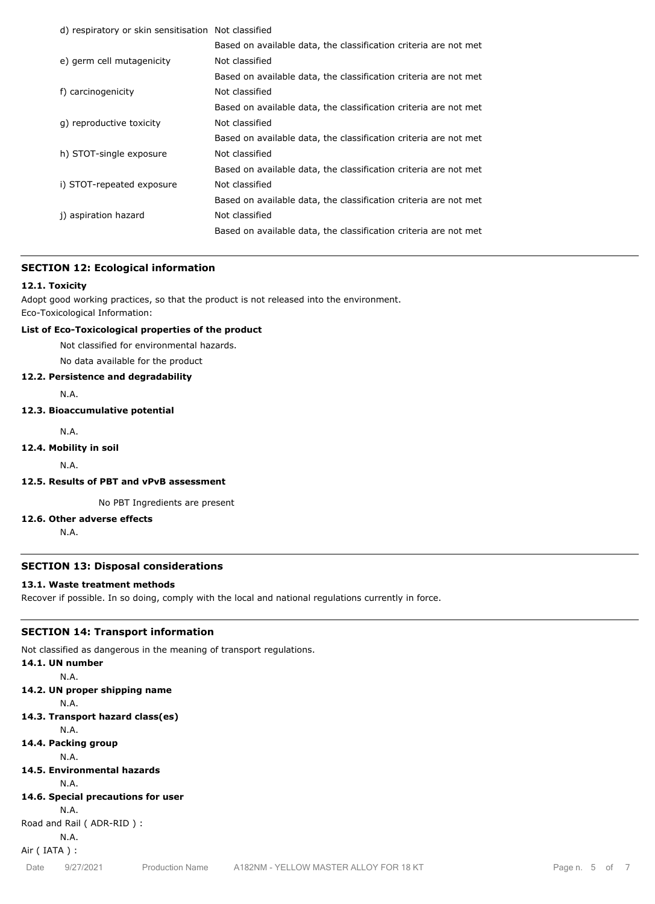| | |
|---|---|
| d) respiratory or skin sensitisation | Not classified |
| | Based on available data, the classification criteria are not met |
| e) germ cell mutagenicity | Not classified |
| | Based on available data, the classification criteria are not met |
| f) carcinogenicity | Not classified |
| | Based on available data, the classification criteria are not met |
| g) reproductive toxicity | Not classified |
| | Based on available data, the classification criteria are not met |
| h) STOT-single exposure | Not classified |
| | Based on available data, the classification criteria are not met |
| i) STOT-repeated exposure | Not classified |
| | Based on available data, the classification criteria are not met |
| j) aspiration hazard | Not classified |
| | Based on available data, the classification criteria are not met |

## SECTION 12: Ecological information

### 12.1. Toxicity

Adopt good working practices, so that the product is not released into the environment.
Eco-Toxicological Information:

**List of Eco-Toxicological properties of the product**

Not classified for environmental hazards.

No data available for the product

### 12.2. Persistence and degradability

N.A.

### 12.3. Bioaccumulative potential

N.A.

### 12.4. Mobility in soil

N.A.

### 12.5. Results of PBT and vPvB assessment

No PBT Ingredients are present

### 12.6. Other adverse effects

N.A.

## SECTION 13: Disposal considerations

### 13.1. Waste treatment methods

Recover if possible. In so doing, comply with the local and national regulations currently in force.

## SECTION 14: Transport information

Not classified as dangerous in the meaning of transport regulations.

### 14.1. UN number

N.A.

### 14.2. UN proper shipping name

N.A.

### 14.3. Transport hazard class(es)

N.A.

### 14.4. Packing group

N.A.

### 14.5. Environmental hazards

N.A.

### 14.6. Special precautions for user

N.A.

Road and Rail ( ADR-RID ) :

N.A.

Air ( IATA ) :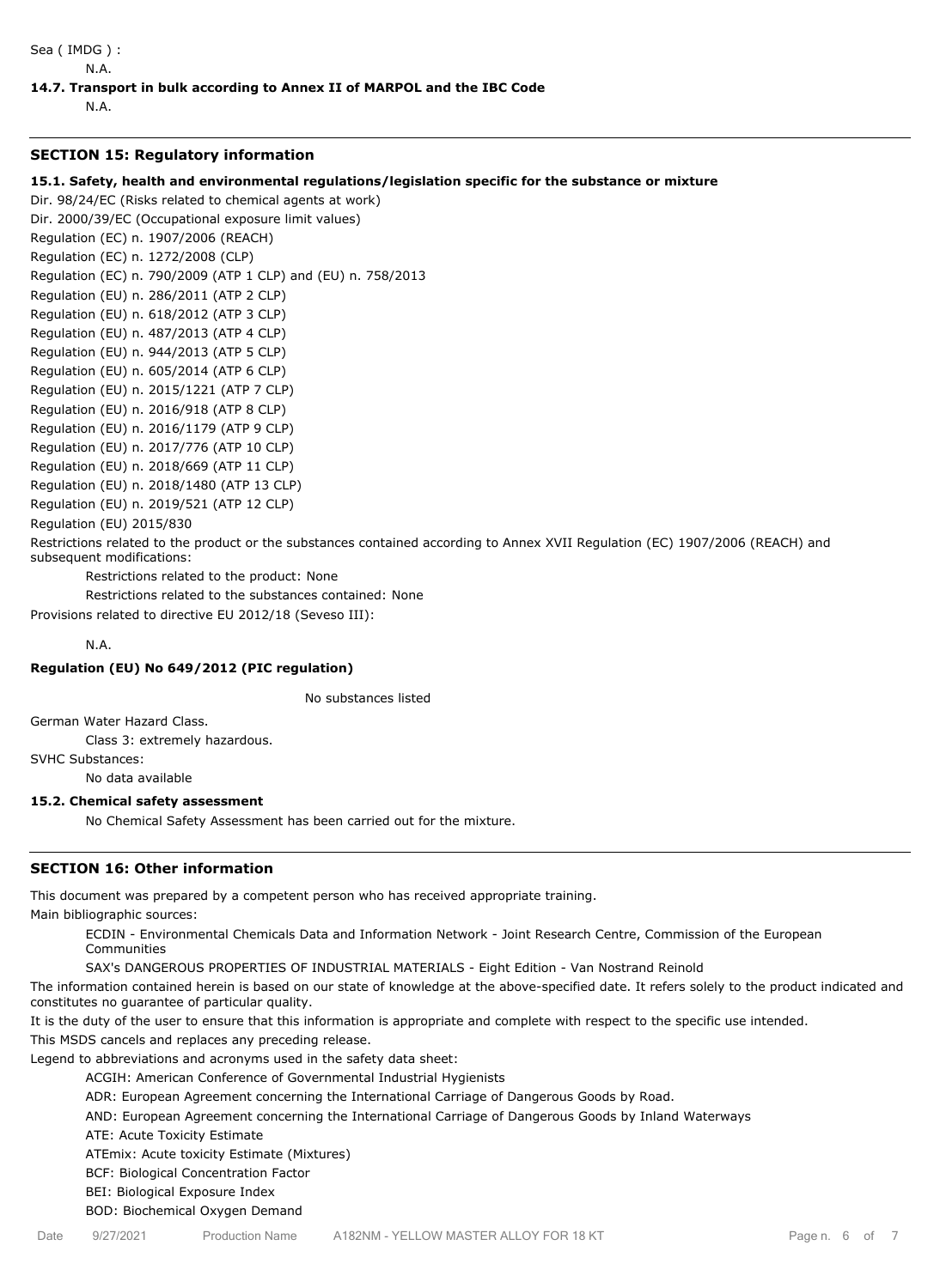Sea ( IMDG ) :

N.A.

**14.7. Transport in bulk according to Annex II of MARPOL and the IBC Code**

N.A.

## SECTION 15: Regulatory information

**15.1. Safety, health and environmental regulations/legislation specific for the substance or mixture**

Dir. 98/24/EC (Risks related to chemical agents at work)
Dir. 2000/39/EC (Occupational exposure limit values)
Regulation (EC) n. 1907/2006 (REACH)
Regulation (EC) n. 1272/2008 (CLP)
Regulation (EC) n. 790/2009 (ATP 1 CLP) and (EU) n. 758/2013
Regulation (EU) n. 286/2011 (ATP 2 CLP)
Regulation (EU) n. 618/2012 (ATP 3 CLP)
Regulation (EU) n. 487/2013 (ATP 4 CLP)
Regulation (EU) n. 944/2013 (ATP 5 CLP)
Regulation (EU) n. 605/2014 (ATP 6 CLP)
Regulation (EU) n. 2015/1221 (ATP 7 CLP)
Regulation (EU) n. 2016/918 (ATP 8 CLP)
Regulation (EU) n. 2016/1179 (ATP 9 CLP)
Regulation (EU) n. 2017/776 (ATP 10 CLP)
Regulation (EU) n. 2018/669 (ATP 11 CLP)
Regulation (EU) n. 2018/1480 (ATP 13 CLP)
Regulation (EU) n. 2019/521 (ATP 12 CLP)
Regulation (EU) 2015/830

Restrictions related to the product or the substances contained according to Annex XVII Regulation (EC) 1907/2006 (REACH) and subsequent modifications:

Restrictions related to the product: None

Restrictions related to the substances contained: None

Provisions related to directive EU 2012/18 (Seveso III):

N.A.

**Regulation (EU) No 649/2012 (PIC regulation)**

No substances listed

German Water Hazard Class.

Class 3: extremely hazardous.

SVHC Substances:

No data available

**15.2. Chemical safety assessment**

No Chemical Safety Assessment has been carried out for the mixture.

## SECTION 16: Other information

This document was prepared by a competent person who has received appropriate training.

Main bibliographic sources:

ECDIN - Environmental Chemicals Data and Information Network - Joint Research Centre, Commission of the European Communities

SAX's DANGEROUS PROPERTIES OF INDUSTRIAL MATERIALS - Eight Edition - Van Nostrand Reinold

The information contained herein is based on our state of knowledge at the above-specified date. It refers solely to the product indicated and constitutes no guarantee of particular quality.

It is the duty of the user to ensure that this information is appropriate and complete with respect to the specific use intended.

This MSDS cancels and replaces any preceding release.

Legend to abbreviations and acronyms used in the safety data sheet:

ACGIH: American Conference of Governmental Industrial Hygienists

ADR: European Agreement concerning the International Carriage of Dangerous Goods by Road.

AND: European Agreement concerning the International Carriage of Dangerous Goods by Inland Waterways

ATE: Acute Toxicity Estimate

ATEmix: Acute toxicity Estimate (Mixtures)

BCF: Biological Concentration Factor

BEI: Biological Exposure Index

BOD: Biochemical Oxygen Demand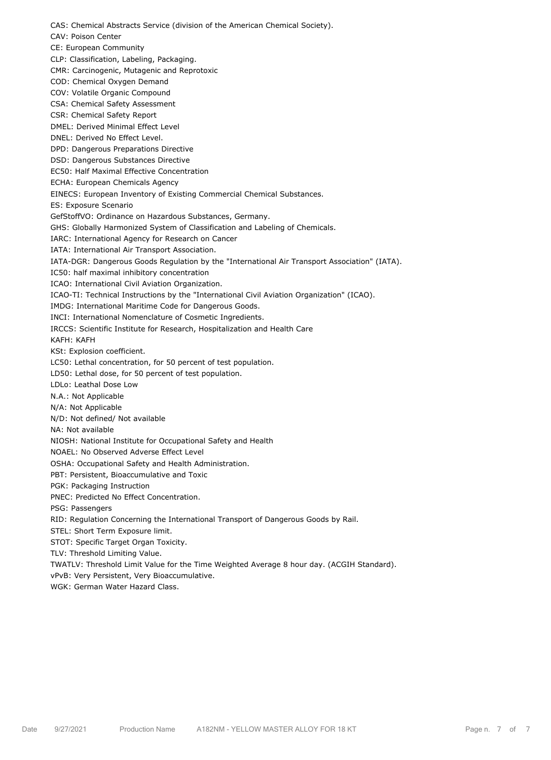CAS: Chemical Abstracts Service (division of the American Chemical Society).
CAV: Poison Center
CE: European Community
CLP: Classification, Labeling, Packaging.
CMR: Carcinogenic, Mutagenic and Reprotoxic
COD: Chemical Oxygen Demand
COV: Volatile Organic Compound
CSA: Chemical Safety Assessment
CSR: Chemical Safety Report
DMEL: Derived Minimal Effect Level
DNEL: Derived No Effect Level.
DPD: Dangerous Preparations Directive
DSD: Dangerous Substances Directive
EC50: Half Maximal Effective Concentration
ECHA: European Chemicals Agency
EINECS: European Inventory of Existing Commercial Chemical Substances.
ES: Exposure Scenario
GefStoffVO: Ordinance on Hazardous Substances, Germany.
GHS: Globally Harmonized System of Classification and Labeling of Chemicals.
IARC: International Agency for Research on Cancer
IATA: International Air Transport Association.
IATA-DGR: Dangerous Goods Regulation by the "International Air Transport Association" (IATA).
IC50: half maximal inhibitory concentration
ICAO: International Civil Aviation Organization.
ICAO-TI: Technical Instructions by the "International Civil Aviation Organization" (ICAO).
IMDG: International Maritime Code for Dangerous Goods.
INCI: International Nomenclature of Cosmetic Ingredients.
IRCCS: Scientific Institute for Research, Hospitalization and Health Care
KAFH: KAFH
KSt: Explosion coefficient.
LC50: Lethal concentration, for 50 percent of test population.
LD50: Lethal dose, for 50 percent of test population.
LDLo: Leathal Dose Low
N.A.: Not Applicable
N/A: Not Applicable
N/D: Not defined/ Not available
NA: Not available
NIOSH: National Institute for Occupational Safety and Health
NOAEL: No Observed Adverse Effect Level
OSHA: Occupational Safety and Health Administration.
PBT: Persistent, Bioaccumulative and Toxic
PGK: Packaging Instruction
PNEC: Predicted No Effect Concentration.
PSG: Passengers
RID: Regulation Concerning the International Transport of Dangerous Goods by Rail.
STEL: Short Term Exposure limit.
STOT: Specific Target Organ Toxicity.
TLV: Threshold Limiting Value.
TWATLV: Threshold Limit Value for the Time Weighted Average 8 hour day. (ACGIH Standard).
vPvB: Very Persistent, Very Bioaccumulative.
WGK: German Water Hazard Class.